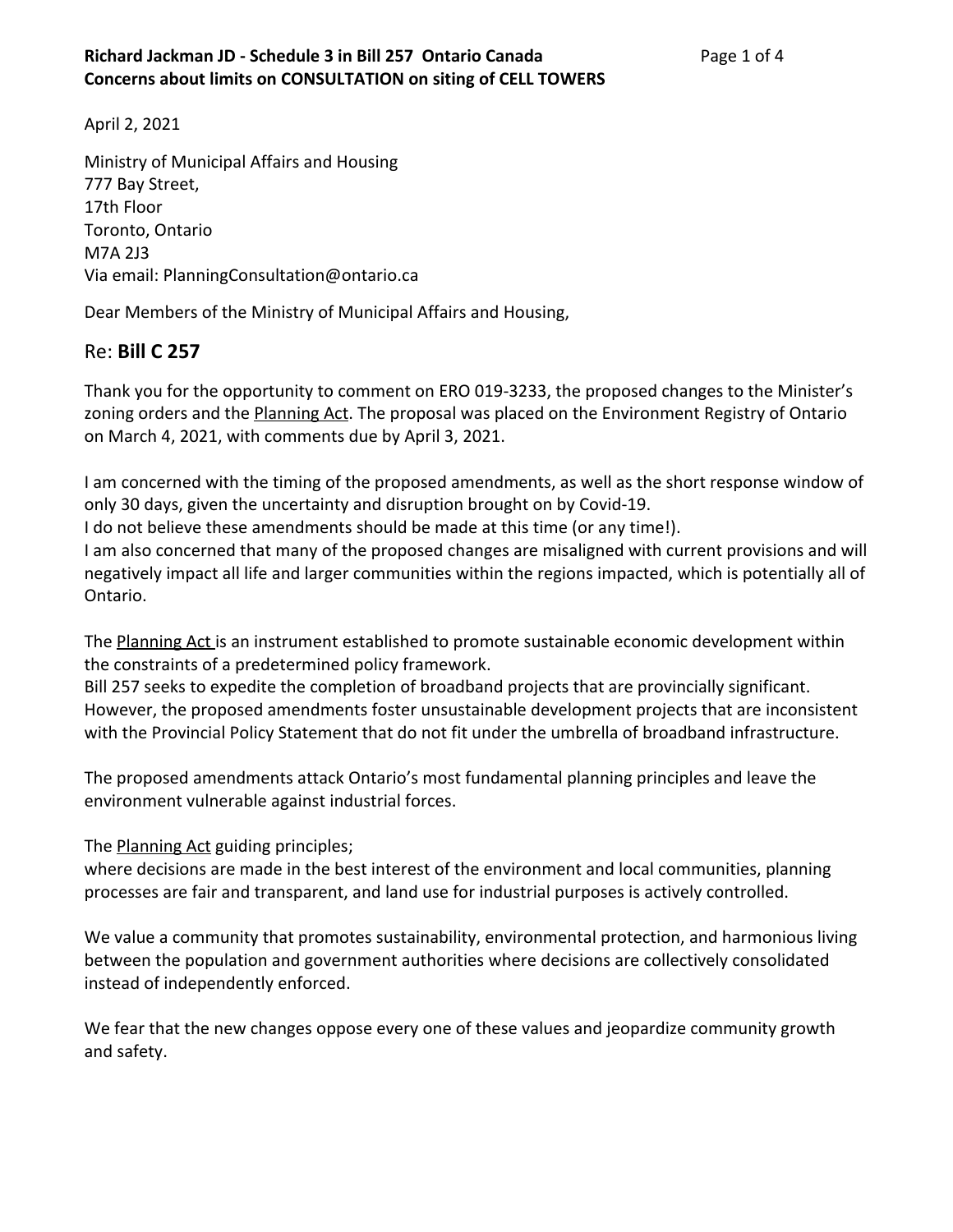**Richard Jackman JD - Schedule 3 in Bill 257 Ontario Canada**
**Concerns about limits on CONSULTATION on siting of CELL TOWERS**

April 2, 2021

Ministry of Municipal Affairs and Housing
777 Bay Street,
17th Floor
Toronto, Ontario
M7A 2J3
Via email: PlanningConsultation@ontario.ca

Dear Members of the Ministry of Municipal Affairs and Housing,

## Re: **Bill C 257**

Thank you for the opportunity to comment on ERO 019-3233, the proposed changes to the Minister's zoning orders and the Planning Act. The proposal was placed on the Environment Registry of Ontario on March 4, 2021, with comments due by April 3, 2021.

I am concerned with the timing of the proposed amendments, as well as the short response window of only 30 days, given the uncertainty and disruption brought on by Covid-19.
I do not believe these amendments should be made at this time (or any time!).
I am also concerned that many of the proposed changes are misaligned with current provisions and will negatively impact all life and larger communities within the regions impacted, which is potentially all of Ontario.

The Planning Act is an instrument established to promote sustainable economic development within the constraints of a predetermined policy framework.
Bill 257 seeks to expedite the completion of broadband projects that are provincially significant. However, the proposed amendments foster unsustainable development projects that are inconsistent with the Provincial Policy Statement that do not fit under the umbrella of broadband infrastructure.

The proposed amendments attack Ontario's most fundamental planning principles and leave the environment vulnerable against industrial forces.

The Planning Act guiding principles;
where decisions are made in the best interest of the environment and local communities, planning processes are fair and transparent, and land use for industrial purposes is actively controlled.

We value a community that promotes sustainability, environmental protection, and harmonious living between the population and government authorities where decisions are collectively consolidated instead of independently enforced.

We fear that the new changes oppose every one of these values and jeopardize community growth and safety.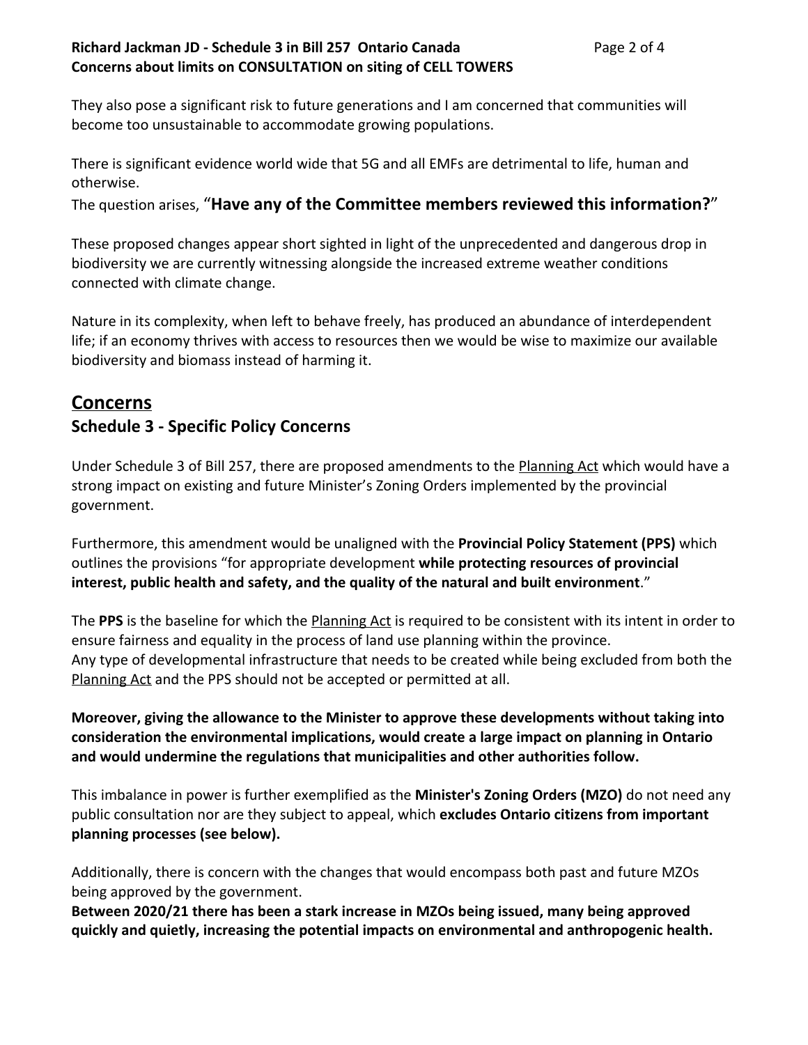They also pose a significant risk to future generations and I am concerned that communities will become too unsustainable to accommodate growing populations.

There is significant evidence world wide that 5G and all EMFs are detrimental to life, human and otherwise.

The question arises, "**Have any of the Committee members reviewed this information?**"

These proposed changes appear short sighted in light of the unprecedented and dangerous drop in biodiversity we are currently witnessing alongside the increased extreme weather conditions connected with climate change.

Nature in its complexity, when left to behave freely, has produced an abundance of interdependent life; if an economy thrives with access to resources then we would be wise to maximize our available biodiversity and biomass instead of harming it.

## Concerns

### Schedule 3 - Specific Policy Concerns

Under Schedule 3 of Bill 257, there are proposed amendments to the Planning Act which would have a strong impact on existing and future Minister's Zoning Orders implemented by the provincial government.

Furthermore, this amendment would be unaligned with the **Provincial Policy Statement (PPS)** which outlines the provisions "for appropriate development **while protecting resources of provincial interest, public health and safety, and the quality of the natural and built environment**."

The **PPS** is the baseline for which the Planning Act is required to be consistent with its intent in order to ensure fairness and equality in the process of land use planning within the province.
Any type of developmental infrastructure that needs to be created while being excluded from both the Planning Act and the PPS should not be accepted or permitted at all.

**Moreover, giving the allowance to the Minister to approve these developments without taking into consideration the environmental implications, would create a large impact on planning in Ontario and would undermine the regulations that municipalities and other authorities follow.**

This imbalance in power is further exemplified as the **Minister's Zoning Orders (MZO)** do not need any public consultation nor are they subject to appeal, which **excludes Ontario citizens from important planning processes (see below).**

Additionally, there is concern with the changes that would encompass both past and future MZOs being approved by the government.
**Between 2020/21 there has been a stark increase in MZOs being issued, many being approved quickly and quietly, increasing the potential impacts on environmental and anthropogenic health.**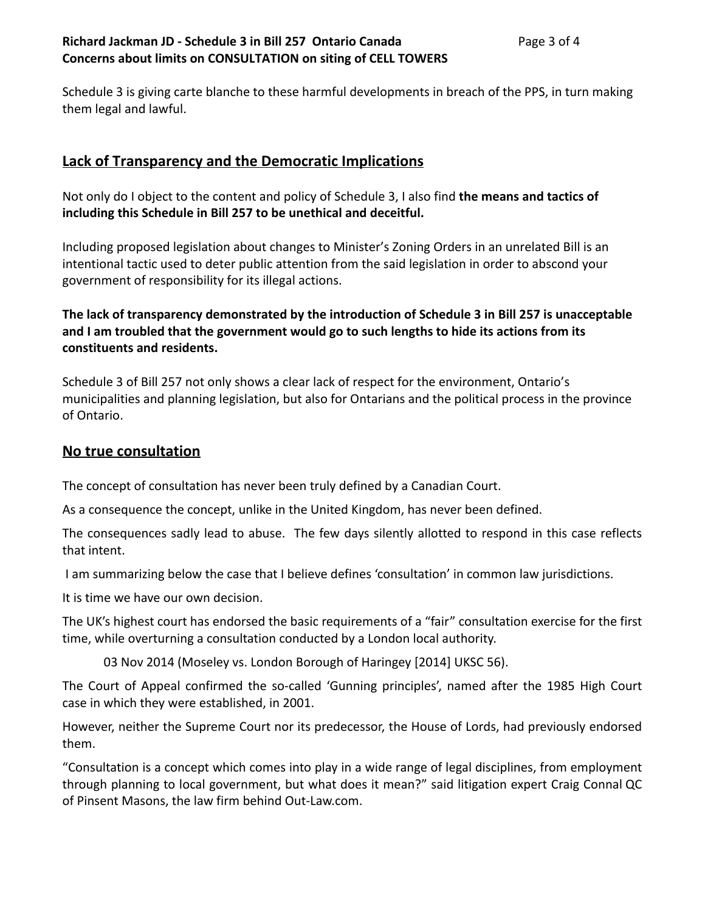Schedule 3 is giving carte blanche to these harmful developments in breach of the PPS, in turn making them legal and lawful.

## Lack of Transparency and the Democratic Implications

Not only do I object to the content and policy of Schedule 3, I also find **the means and tactics of including this Schedule in Bill 257 to be unethical and deceitful.**

Including proposed legislation about changes to Minister's Zoning Orders in an unrelated Bill is an intentional tactic used to deter public attention from the said legislation in order to abscond your government of responsibility for its illegal actions.

**The lack of transparency demonstrated by the introduction of Schedule 3 in Bill 257 is unacceptable and I am troubled that the government would go to such lengths to hide its actions from its constituents and residents.**

Schedule 3 of Bill 257 not only shows a clear lack of respect for the environment, Ontario's municipalities and planning legislation, but also for Ontarians and the political process in the province of Ontario.

## No true consultation

The concept of consultation has never been truly defined by a Canadian Court.

As a consequence the concept, unlike in the United Kingdom, has never been defined.

The consequences sadly lead to abuse. The few days silently allotted to respond in this case reflects that intent.

I am summarizing below the case that I believe defines 'consultation' in common law jurisdictions.

It is time we have our own decision.

The UK's highest court has endorsed the basic requirements of a "fair" consultation exercise for the first time, while overturning a consultation conducted by a London local authority.

03 Nov 2014 (Moseley vs. London Borough of Haringey [2014] UKSC 56).

The Court of Appeal confirmed the so-called 'Gunning principles', named after the 1985 High Court case in which they were established, in 2001.

However, neither the Supreme Court nor its predecessor, the House of Lords, had previously endorsed them.

"Consultation is a concept which comes into play in a wide range of legal disciplines, from employment through planning to local government, but what does it mean?" said litigation expert Craig Connal QC of Pinsent Masons, the law firm behind Out-Law.com.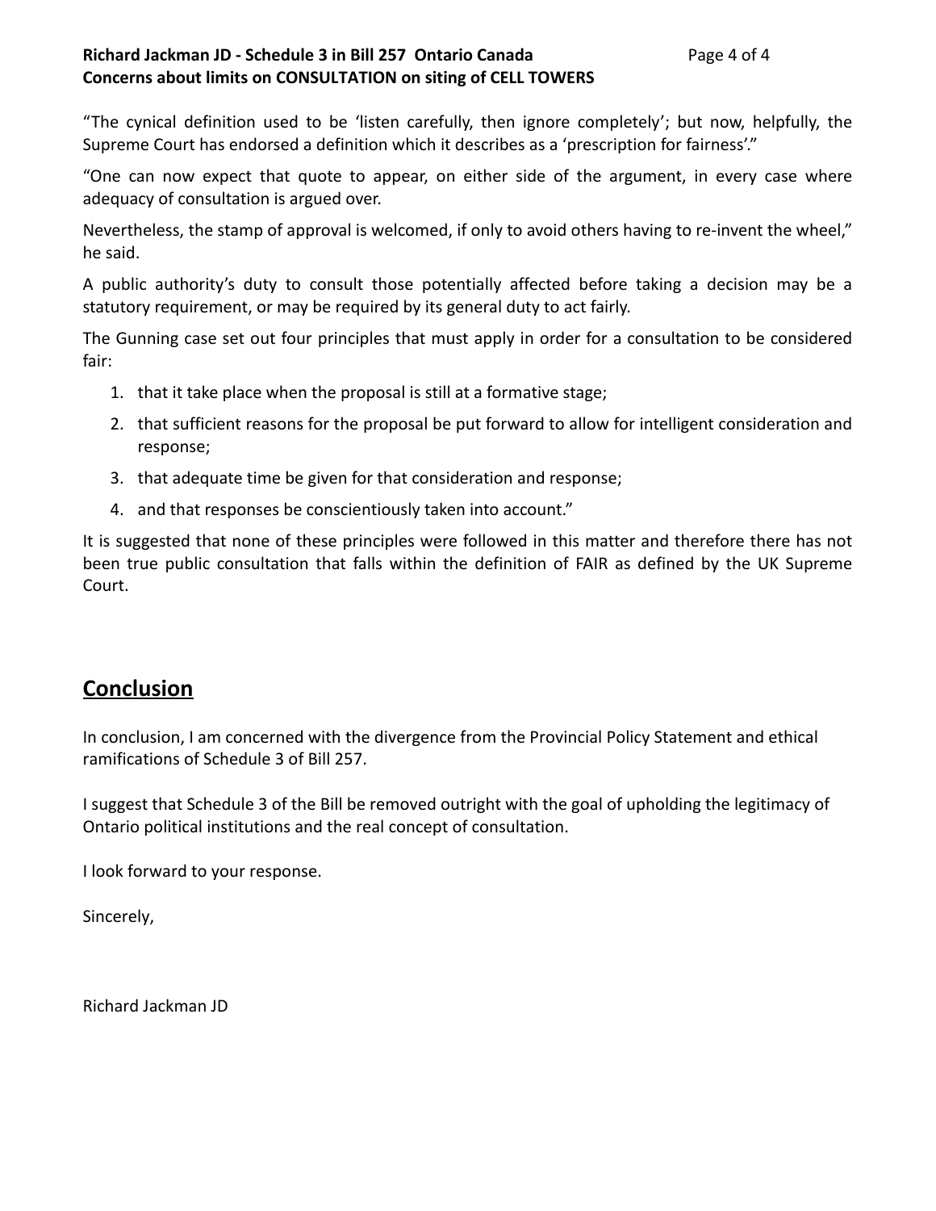“The cynical definition used to be ‘listen carefully, then ignore completely’; but now, helpfully, the Supreme Court has endorsed a definition which it describes as a ‘prescription for fairness’.”

“One can now expect that quote to appear, on either side of the argument, in every case where adequacy of consultation is argued over.

Nevertheless, the stamp of approval is welcomed, if only to avoid others having to re-invent the wheel,” he said.

A public authority’s duty to consult those potentially affected before taking a decision may be a statutory requirement, or may be required by its general duty to act fairly.

The Gunning case set out four principles that must apply in order for a consultation to be considered fair:

1. that it take place when the proposal is still at a formative stage;
2. that sufficient reasons for the proposal be put forward to allow for intelligent consideration and response;
3. that adequate time be given for that consideration and response;
4. and that responses be conscientiously taken into account.”

It is suggested that none of these principles were followed in this matter and therefore there has not been true public consultation that falls within the definition of FAIR as defined by the UK Supreme Court.

## Conclusion

In conclusion, I am concerned with the divergence from the Provincial Policy Statement and ethical ramifications of Schedule 3 of Bill 257.

I suggest that Schedule 3 of the Bill be removed outright with the goal of upholding the legitimacy of Ontario political institutions and the real concept of consultation.

I look forward to your response.

Sincerely,

Richard Jackman JD